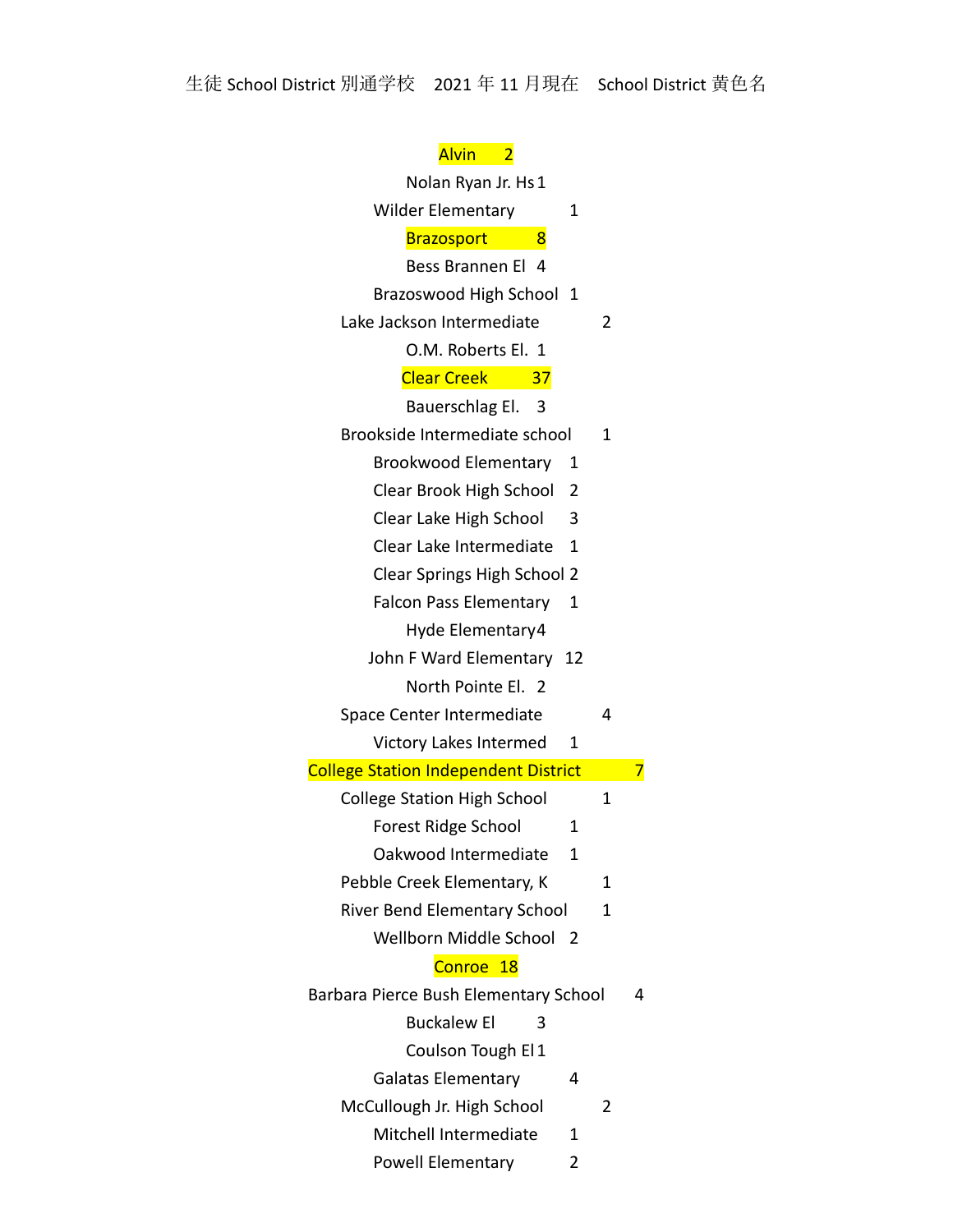生徒 School District 別通学校　2021 年 11 月現在　School District 黄色名

**Alvin　2**

Nolan Ryan Jr. Hs 1

Wilder Elementary　1

**Brazosport　8**

Bess Brannen El　4

Brazoswood High School　1

Lake Jackson Intermediate　2

O.M. Roberts El.　1

**Clear Creek　37**

Bauerschlag El.　3

Brookside Intermediate school　1

Brookwood Elementary　1

Clear Brook High School　2

Clear Lake High School　3

Clear Lake Intermediate　1

Clear Springs High School 2

Falcon Pass Elementary　1

Hyde Elementary 4

John F Ward Elementary　12

North Pointe El.　2

Space Center Intermediate　4

Victory Lakes Intermed　1

**College Station Independent District　7**

College Station High School　1

Forest Ridge School　1

Oakwood Intermediate　1

Pebble Creek Elementary, K　1

River Bend Elementary School　1

Wellborn Middle School　2

**Conroe　18**

Barbara Pierce Bush Elementary School　4

Buckalew El　3

Coulson Tough El 1

Galatas Elementary　4

McCullough Jr. High School　2

Mitchell Intermediate　1

Powell Elementary　2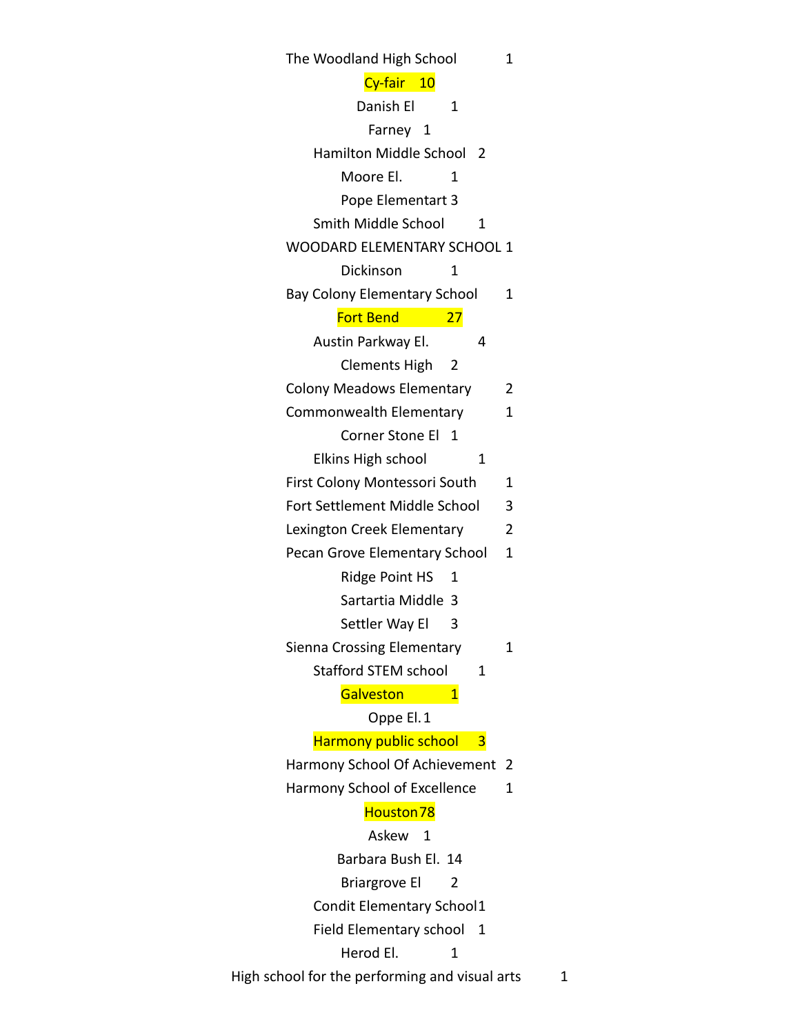| School | Count |
| --- | --- |
| The Woodland High School | 1 |
| **Cy-fair** | **10** |
| Danish El | 1 |
| Farney | 1 |
| Hamilton Middle School | 2 |
| Moore El. | 1 |
| Pope Elementart | 3 |
| Smith Middle School | 1 |
| WOODARD ELEMENTARY SCHOOL | 1 |
| Dickinson | 1 |
| Bay Colony Elementary School | 1 |
| **Fort Bend** | **27** |
| Austin Parkway El. | 4 |
| Clements High | 2 |
| Colony Meadows Elementary | 2 |
| Commonwealth Elementary | 1 |
| Corner Stone El | 1 |
| Elkins High school | 1 |
| First Colony Montessori South | 1 |
| Fort Settlement Middle School | 3 |
| Lexington Creek Elementary | 2 |
| Pecan Grove Elementary School | 1 |
| Ridge Point HS | 1 |
| Sartartia Middle | 3 |
| Settler Way El | 3 |
| Sienna Crossing Elementary | 1 |
| Stafford STEM school | 1 |
| **Galveston** | **1** |
| Oppe El. | 1 |
| **Harmony public school** | **3** |
| Harmony School Of Achievement | 2 |
| Harmony School of Excellence | 1 |
| **Houston** | **78** |
| Askew | 1 |
| Barbara Bush El. | 14 |
| Briargrove El | 2 |
| Condit Elementary School | 1 |
| Field Elementary school | 1 |
| Herod El. | 1 |
| High school for the performing and visual arts | 1 |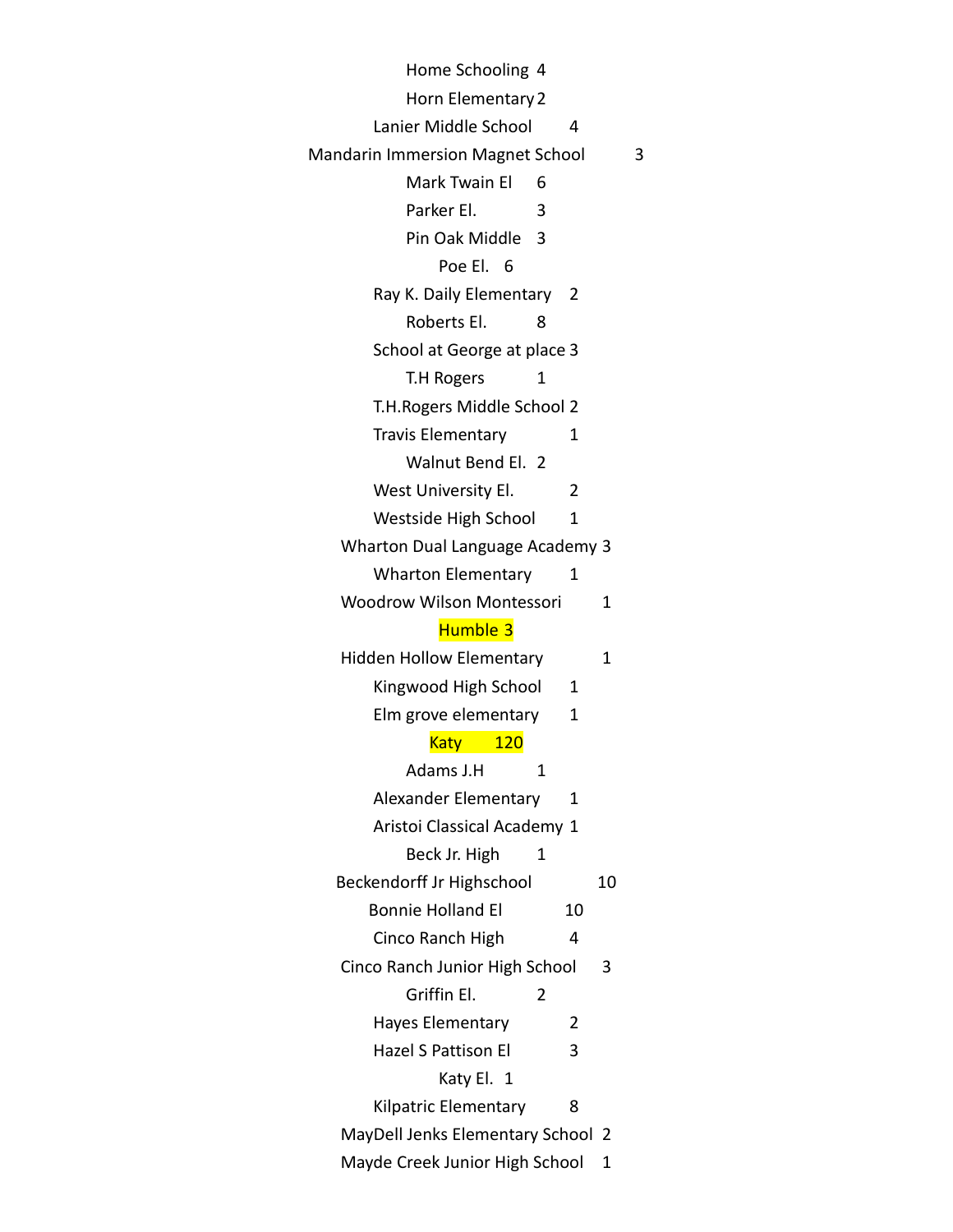| School | Count |
|---|---|
| Home Schooling | 4 |
| Horn Elementary | 2 |
| Lanier Middle School | 4 |
| Mandarin Immersion Magnet School | 3 |
| Mark Twain El | 6 |
| Parker El. | 3 |
| Pin Oak Middle | 3 |
| Poe El. | 6 |
| Ray K. Daily Elementary | 2 |
| Roberts El. | 8 |
| School at George at place | 3 |
| T.H Rogers | 1 |
| T.H.Rogers Middle School | 2 |
| Travis Elementary | 1 |
| Walnut Bend El. | 2 |
| West University El. | 2 |
| Westside High School | 1 |
| Wharton Dual Language Academy | 3 |
| Wharton Elementary | 1 |
| Woodrow Wilson Montessori | 1 |
| **Humble** | **3** |
| Hidden Hollow Elementary | 1 |
| Kingwood High School | 1 |
| Elm grove elementary | 1 |
| **Katy** | **120** |
| Adams J.H | 1 |
| Alexander Elementary | 1 |
| Aristoi Classical Academy | 1 |
| Beck Jr. High | 1 |
| Beckendorff Jr Highschool | 10 |
| Bonnie Holland El | 10 |
| Cinco Ranch High | 4 |
| Cinco Ranch Junior High School | 3 |
| Griffin El. | 2 |
| Hayes Elementary | 2 |
| Hazel S Pattison El | 3 |
| Katy El. | 1 |
| Kilpatric Elementary | 8 |
| MayDell Jenks Elementary School | 2 |
| Mayde Creek Junior High School | 1 |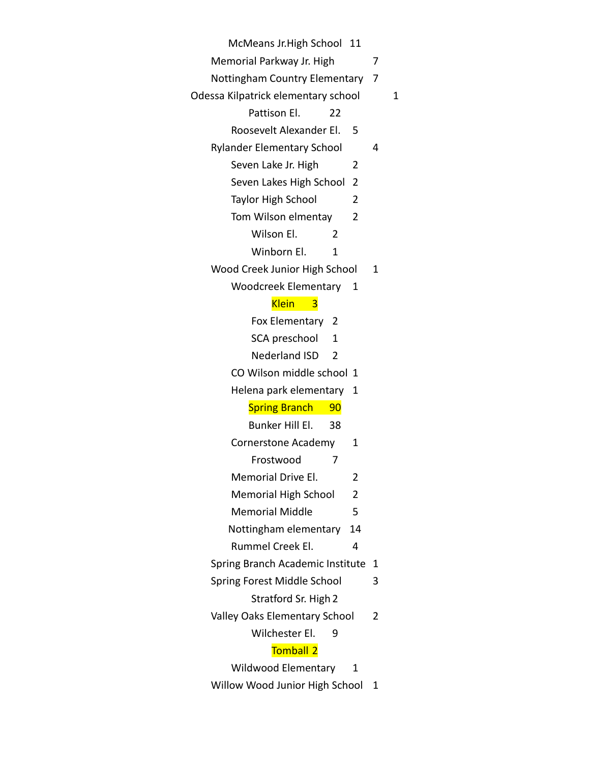McMeans Jr.High School 11

Memorial Parkway Jr. High 7

Nottingham Country Elementary 7

Odessa Kilpatrick elementary school 1

Pattison El. 22

Roosevelt Alexander El. 5

Rylander Elementary School 4

Seven Lake Jr. High 2

Seven Lakes High School 2

Taylor High School 2

Tom Wilson elmentay 2

Wilson El. 2

Winborn El. 1

Wood Creek Junior High School 1

Woodcreek Elementary 1

Klein 3

Fox Elementary 2

SCA preschool 1

Nederland ISD 2

CO Wilson middle school 1

Helena park elementary 1

Spring Branch 90

Bunker Hill El. 38

Cornerstone Academy 1

Frostwood 7

Memorial Drive El. 2

Memorial High School 2

Memorial Middle 5

Nottingham elementary 14

Rummel Creek El. 4

Spring Branch Academic Institute 1

Spring Forest Middle School 3

Stratford Sr. High 2

Valley Oaks Elementary School 2

Wilchester El. 9

Tomball 2

Wildwood Elementary 1

Willow Wood Junior High School 1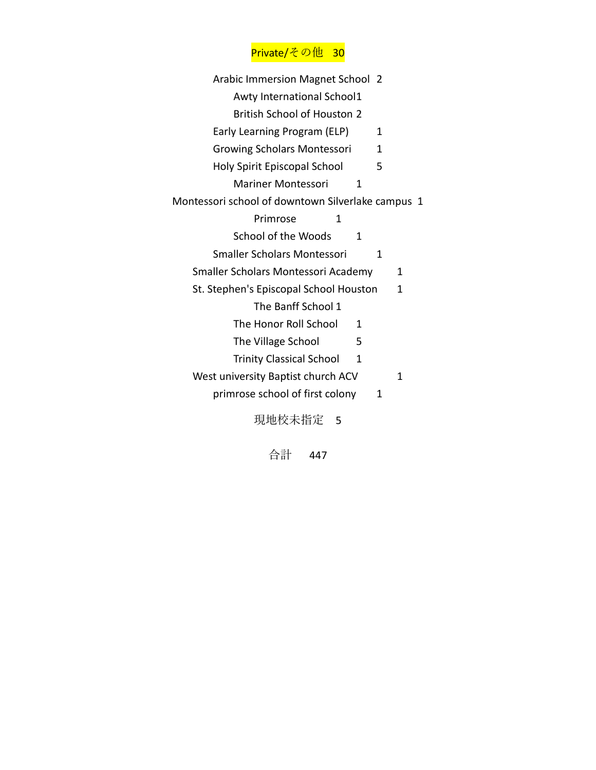**Private/その他　30**

Arabic Immersion Magnet School 2

Awty International School1

British School of Houston 2

Early Learning Program (ELP)　1

Growing Scholars Montessori　1

Holy Spirit Episcopal School　5

Mariner Montessori　1

Montessori school of downtown Silverlake campus 1

Primrose　1

School of the Woods　1

Smaller Scholars Montessori　1

Smaller Scholars Montessori Academy　1

St. Stephen's Episcopal School Houston　1

The Banff School 1

The Honor Roll School　1

The Village School　5

Trinity Classical School　1

West university Baptist church ACV　1

primrose school of first colony　1

現地校未指定　5

合計　447